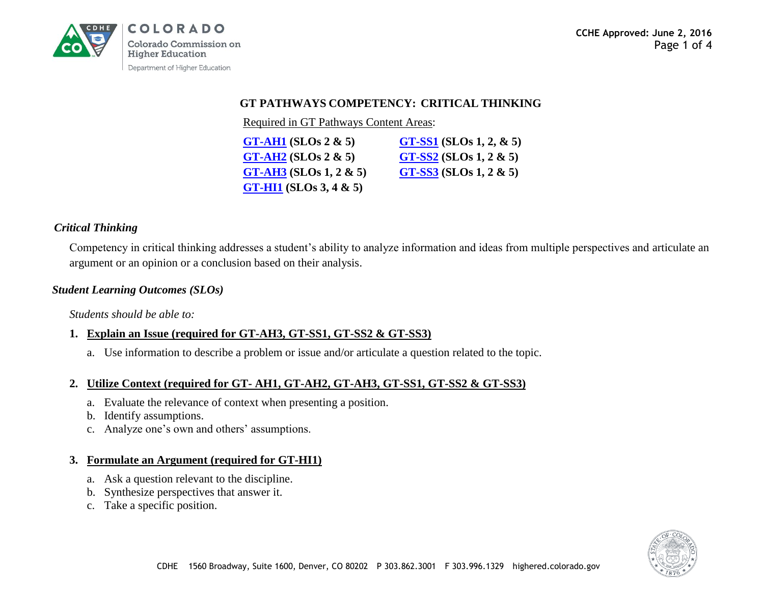# GT PATHWAYS COMPETENCY: CRITICAL THINKING

Required in GT Pathways Content Areas:

**GT-AH1 (SLOs 2 & 5)**
**GT-AH2 (SLOs 2 & 5)**
**GT-AH3 (SLOs 1, 2 & 5)**
**GT-HI1 (SLOs 3, 4 & 5)**
**GT-SS1 (SLOs 1, 2, & 5)**
**GT-SS2 (SLOs 1, 2 & 5)**
**GT-SS3 (SLOs 1, 2 & 5)**

## *Critical Thinking*

Competency in critical thinking addresses a student's ability to analyze information and ideas from multiple perspectives and articulate an argument or an opinion or a conclusion based on their analysis.

## *Student Learning Outcomes (SLOs)*

*Students should be able to:*

1. **Explain an Issue (required for GT-AH3, GT-SS1, GT-SS2 & GT-SS3)**
   a. Use information to describe a problem or issue and/or articulate a question related to the topic.

2. **Utilize Context (required for GT- AH1, GT-AH2, GT-AH3, GT-SS1, GT-SS2 & GT-SS3)**
   a. Evaluate the relevance of context when presenting a position.
   b. Identify assumptions.
   c. Analyze one's own and others' assumptions.

3. **Formulate an Argument (required for GT-HI1)**
   a. Ask a question relevant to the discipline.
   b. Synthesize perspectives that answer it.
   c. Take a specific position.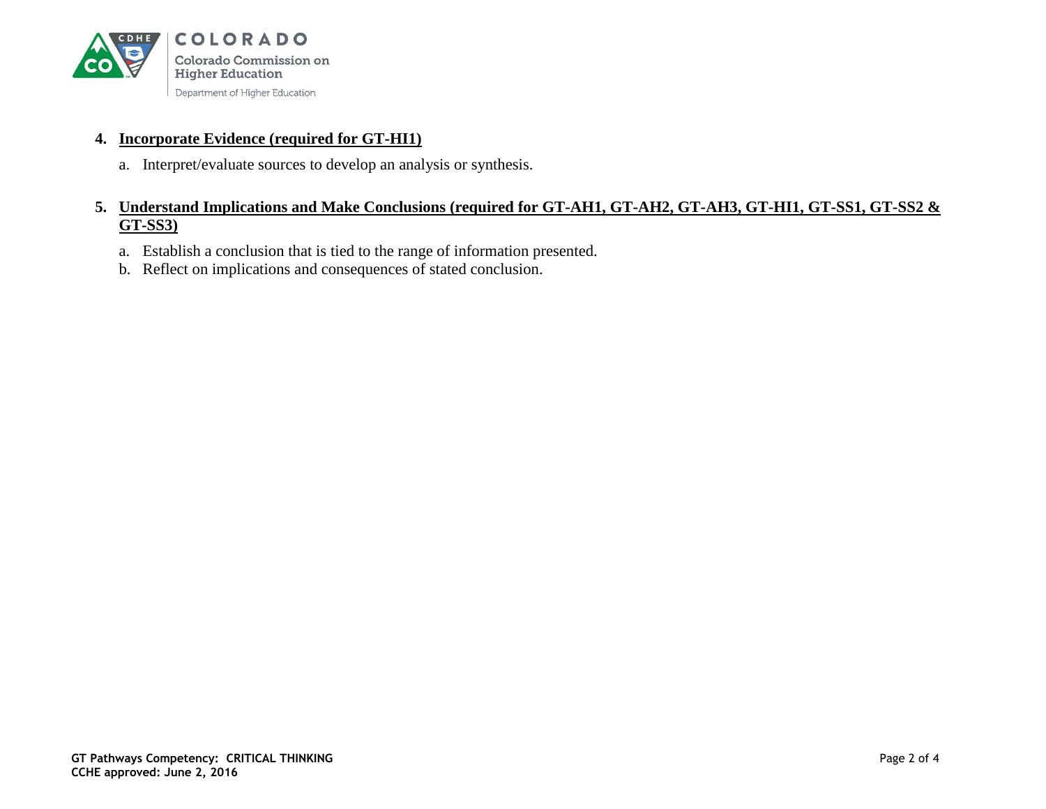4. **Incorporate Evidence (required for GT-HI1)**

   a. Interpret/evaluate sources to develop an analysis or synthesis.

5. **Understand Implications and Make Conclusions (required for GT-AH1, GT-AH2, GT-AH3, GT-HI1, GT-SS1, GT-SS2 & GT-SS3)**

   a. Establish a conclusion that is tied to the range of information presented.
   b. Reflect on implications and consequences of stated conclusion.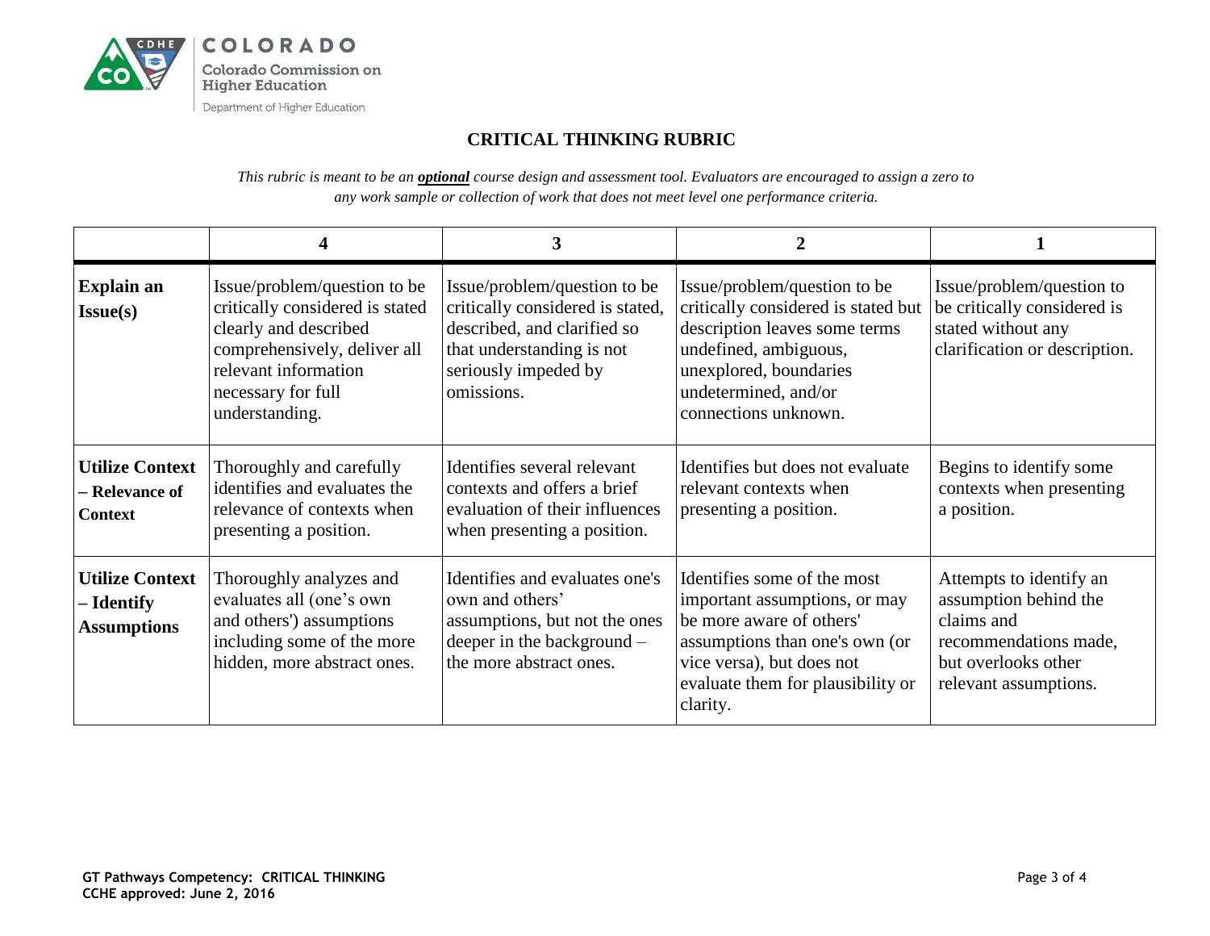# CRITICAL THINKING RUBRIC

*This rubric is meant to be an* ***optional*** *course design and assessment tool. Evaluators are encouraged to assign a zero to any work sample or collection of work that does not meet level one performance criteria.*

| | 4 | 3 | 2 | 1 |
|---|---|---|---|---|
| **Explain an Issue(s)** | Issue/problem/question to be critically considered is stated clearly and described comprehensively, deliver all relevant information necessary for full understanding. | Issue/problem/question to be critically considered is stated, described, and clarified so that understanding is not seriously impeded by omissions. | Issue/problem/question to be critically considered is stated but description leaves some terms undefined, ambiguous, unexplored, boundaries undetermined, and/or connections unknown. | Issue/problem/question to be critically considered is stated without any clarification or description. |
| **Utilize Context – Relevance of Context** | Thoroughly and carefully identifies and evaluates the relevance of contexts when presenting a position. | Identifies several relevant contexts and offers a brief evaluation of their influences when presenting a position. | Identifies but does not evaluate relevant contexts when presenting a position. | Begins to identify some contexts when presenting a position. |
| **Utilize Context – Identify Assumptions** | Thoroughly analyzes and evaluates all (one's own and others') assumptions including some of the more hidden, more abstract ones. | Identifies and evaluates one's own and others' assumptions, but not the ones deeper in the background – the more abstract ones. | Identifies some of the most important assumptions, or may be more aware of others' assumptions than one's own (or vice versa), but does not evaluate them for plausibility or clarity. | Attempts to identify an assumption behind the claims and recommendations made, but overlooks other relevant assumptions. |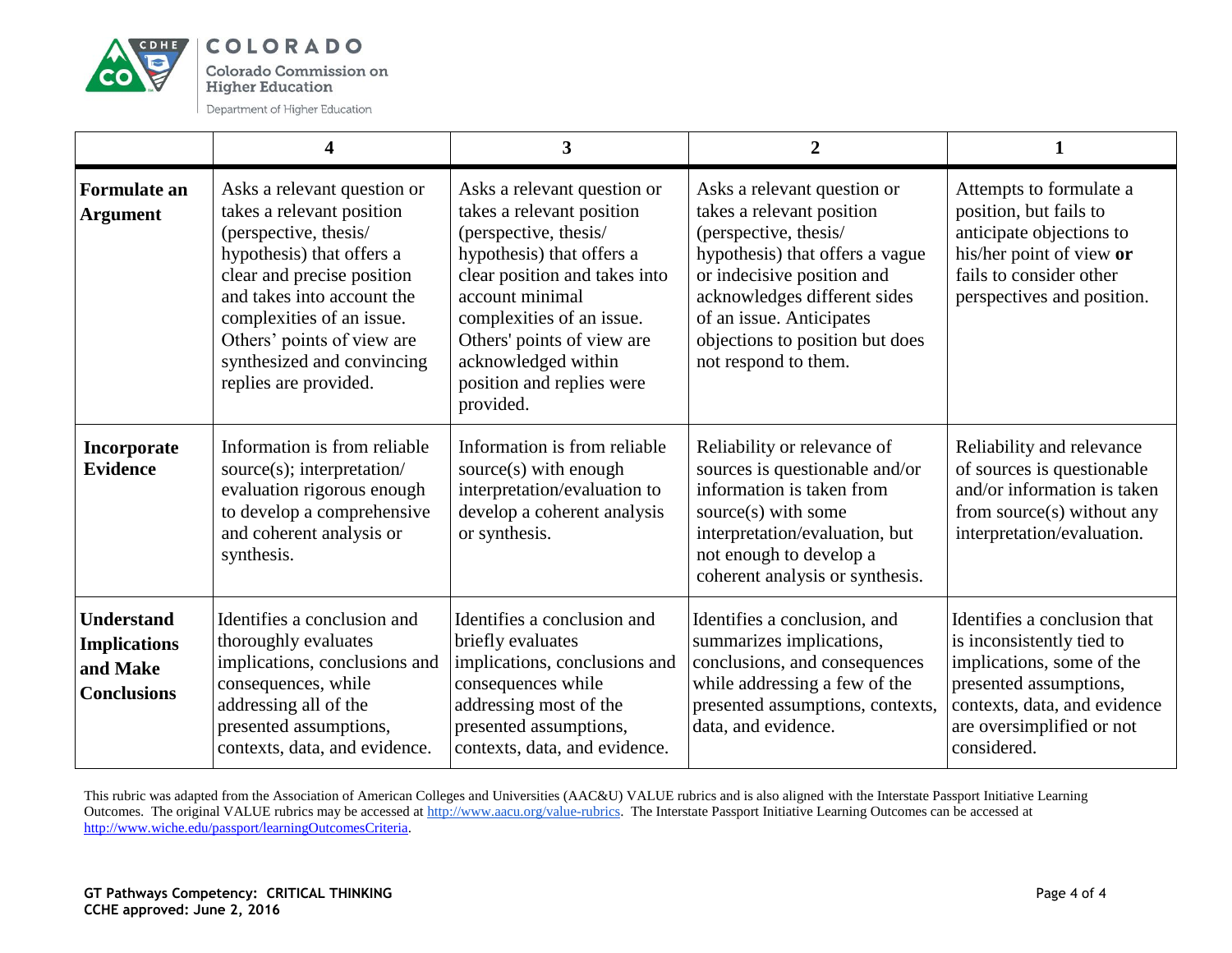| | 4 | 3 | 2 | 1 |
|---|---|---|---|---|
| **Formulate an Argument** | Asks a relevant question or takes a relevant position (perspective, thesis/ hypothesis) that offers a clear and precise position and takes into account the complexities of an issue. Others' points of view are synthesized and convincing replies are provided. | Asks a relevant question or takes a relevant position (perspective, thesis/ hypothesis) that offers a clear position and takes into account minimal complexities of an issue. Others' points of view are acknowledged within position and replies were provided. | Asks a relevant question or takes a relevant position (perspective, thesis/ hypothesis) that offers a vague or indecisive position and acknowledges different sides of an issue. Anticipates objections to position but does not respond to them. | Attempts to formulate a position, but fails to anticipate objections to his/her point of view **or** fails to consider other perspectives and position. |
| **Incorporate Evidence** | Information is from reliable source(s); interpretation/ evaluation rigorous enough to develop a comprehensive and coherent analysis or synthesis. | Information is from reliable source(s) with enough interpretation/evaluation to develop a coherent analysis or synthesis. | Reliability or relevance of sources is questionable and/or information is taken from source(s) with some interpretation/evaluation, but not enough to develop a coherent analysis or synthesis. | Reliability and relevance of sources is questionable and/or information is taken from source(s) without any interpretation/evaluation. |
| **Understand Implications and Make Conclusions** | Identifies a conclusion and thoroughly evaluates implications, conclusions and consequences, while addressing all of the presented assumptions, contexts, data, and evidence. | Identifies a conclusion and briefly evaluates implications, conclusions and consequences while addressing most of the presented assumptions, contexts, data, and evidence. | Identifies a conclusion, and summarizes implications, conclusions, and consequences while addressing a few of the presented assumptions, contexts, data, and evidence. | Identifies a conclusion that is inconsistently tied to implications, some of the presented assumptions, contexts, data, and evidence are oversimplified or not considered. |

This rubric was adapted from the Association of American Colleges and Universities (AAC&U) VALUE rubrics and is also aligned with the Interstate Passport Initiative Learning Outcomes. The original VALUE rubrics may be accessed at http://www.aacu.org/value-rubrics. The Interstate Passport Initiative Learning Outcomes can be accessed at http://www.wiche.edu/passport/learningOutcomesCriteria.

**GT Pathways Competency: CRITICAL THINKING**
**CCHE approved: June 2, 2016**